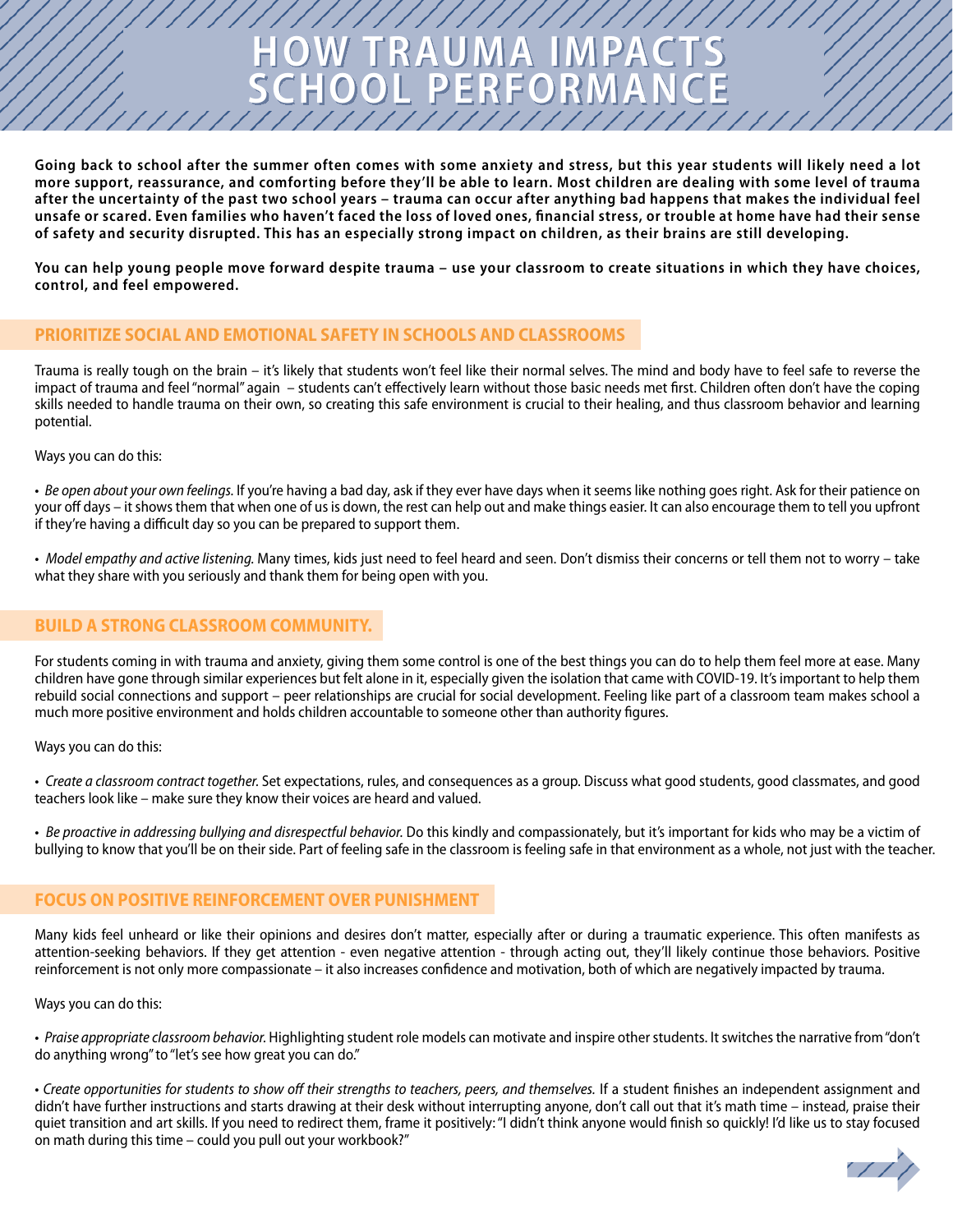# HOW TRAUMA IMPACTS SCHOOL PERFORMANCE

**Going back to school after the summer often comes with some anxiety and stress, but this year students will likely need a lot more support, reassurance, and comforting before they'll be able to learn. Most children are dealing with some level of trauma after the uncertainty of the past two school years – trauma can occur after anything bad happens that makes the individual feel unsafe or scared. Even families who haven't faced the loss of loved ones, financial stress, or trouble at home have had their sense of safety and security disrupted. This has an especially strong impact on children, as their brains are still developing.**

**You can help young people move forward despite trauma – use your classroom to create situations in which they have choices, control, and feel empowered.**

## PRIORITIZE SOCIAL AND EMOTIONAL SAFETY IN SCHOOLS AND CLASSROOMS

Trauma is really tough on the brain – it's likely that students won't feel like their normal selves. The mind and body have to feel safe to reverse the impact of trauma and feel "normal" again – students can't effectively learn without those basic needs met first. Children often don't have the coping skills needed to handle trauma on their own, so creating this safe environment is crucial to their healing, and thus classroom behavior and learning potential.

Ways you can do this:

- *Be open about your own feelings.* If you're having a bad day, ask if they ever have days when it seems like nothing goes right. Ask for their patience on your off days – it shows them that when one of us is down, the rest can help out and make things easier. It can also encourage them to tell you upfront if they're having a difficult day so you can be prepared to support them.

- *Model empathy and active listening.* Many times, kids just need to feel heard and seen. Don't dismiss their concerns or tell them not to worry – take what they share with you seriously and thank them for being open with you.

## BUILD A STRONG CLASSROOM COMMUNITY.

For students coming in with trauma and anxiety, giving them some control is one of the best things you can do to help them feel more at ease. Many children have gone through similar experiences but felt alone in it, especially given the isolation that came with COVID-19. It's important to help them rebuild social connections and support – peer relationships are crucial for social development. Feeling like part of a classroom team makes school a much more positive environment and holds children accountable to someone other than authority figures.

Ways you can do this:

- *Create a classroom contract together.* Set expectations, rules, and consequences as a group. Discuss what good students, good classmates, and good teachers look like – make sure they know their voices are heard and valued.

- *Be proactive in addressing bullying and disrespectful behavior.* Do this kindly and compassionately, but it's important for kids who may be a victim of bullying to know that you'll be on their side. Part of feeling safe in the classroom is feeling safe in that environment as a whole, not just with the teacher.

## FOCUS ON POSITIVE REINFORCEMENT OVER PUNISHMENT

Many kids feel unheard or like their opinions and desires don't matter, especially after or during a traumatic experience. This often manifests as attention-seeking behaviors. If they get attention - even negative attention - through acting out, they'll likely continue those behaviors. Positive reinforcement is not only more compassionate – it also increases confidence and motivation, both of which are negatively impacted by trauma.

Ways you can do this:

- *Praise appropriate classroom behavior.* Highlighting student role models can motivate and inspire other students. It switches the narrative from "don't do anything wrong" to "let's see how great you can do."

- *Create opportunities for students to show off their strengths to teachers, peers, and themselves.* If a student finishes an independent assignment and didn't have further instructions and starts drawing at their desk without interrupting anyone, don't call out that it's math time – instead, praise their quiet transition and art skills. If you need to redirect them, frame it positively: "I didn't think anyone would finish so quickly! I'd like us to stay focused on math during this time – could you pull out your workbook?"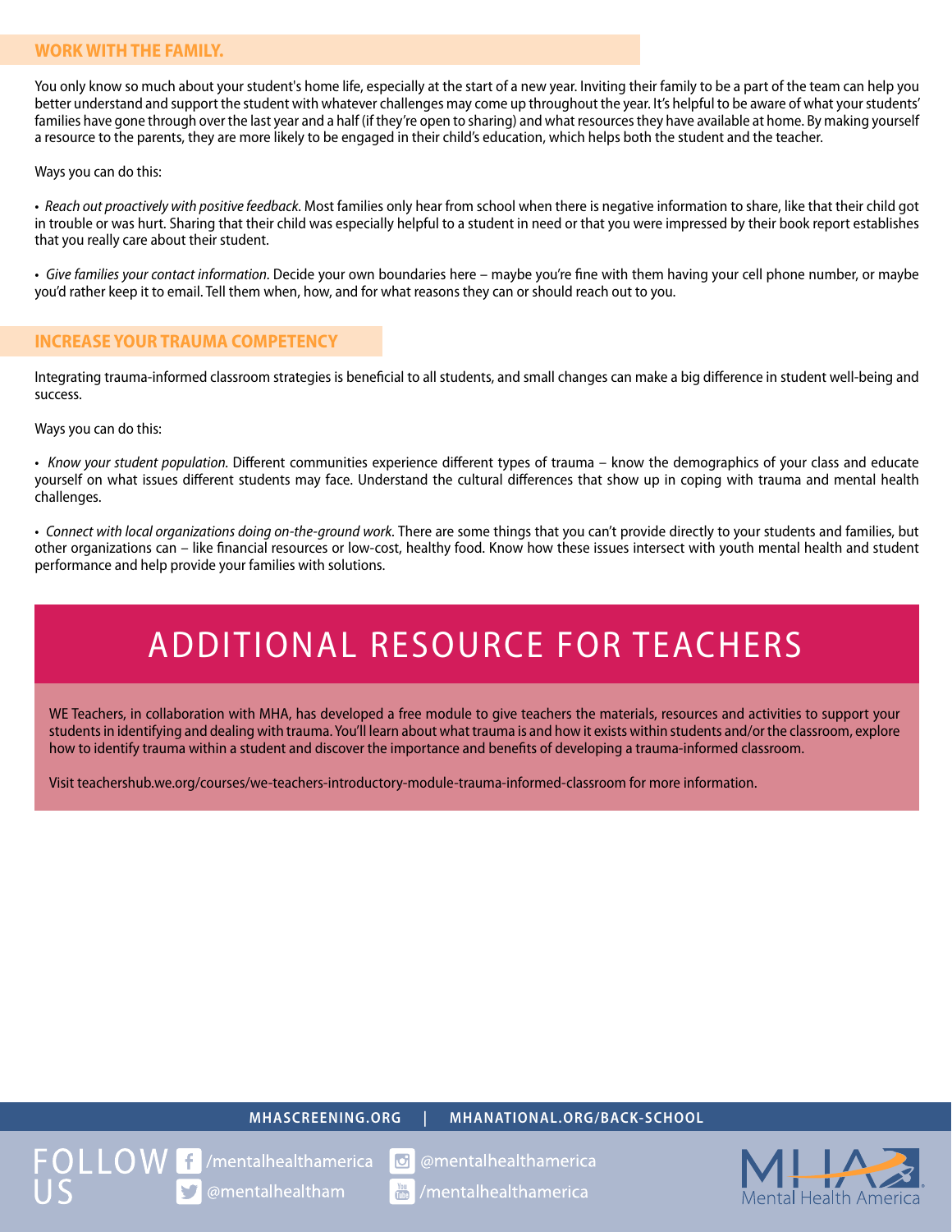## WORK WITH THE FAMILY.

You only know so much about your student's home life, especially at the start of a new year. Inviting their family to be a part of the team can help you better understand and support the student with whatever challenges may come up throughout the year. It's helpful to be aware of what your students' families have gone through over the last year and a half (if they're open to sharing) and what resources they have available at home. By making yourself a resource to the parents, they are more likely to be engaged in their child's education, which helps both the student and the teacher.

Ways you can do this:

- *Reach out proactively with positive feedback*. Most families only hear from school when there is negative information to share, like that their child got in trouble or was hurt. Sharing that their child was especially helpful to a student in need or that you were impressed by their book report establishes that you really care about their student.

- *Give families your contact information*. Decide your own boundaries here – maybe you're fine with them having your cell phone number, or maybe you'd rather keep it to email. Tell them when, how, and for what reasons they can or should reach out to you.

## INCREASE YOUR TRAUMA COMPETENCY

Integrating trauma-informed classroom strategies is beneficial to all students, and small changes can make a big difference in student well-being and success.

Ways you can do this:

- *Know your student population.* Different communities experience different types of trauma – know the demographics of your class and educate yourself on what issues different students may face. Understand the cultural differences that show up in coping with trauma and mental health challenges.

- *Connect with local organizations doing on-the-ground work*. There are some things that you can't provide directly to your students and families, but other organizations can – like financial resources or low-cost, healthy food. Know how these issues intersect with youth mental health and student performance and help provide your families with solutions.

## ADDITIONAL RESOURCE FOR TEACHERS

WE Teachers, in collaboration with MHA, has developed a free module to give teachers the materials, resources and activities to support your students in identifying and dealing with trauma. You'll learn about what trauma is and how it exists within students and/or the classroom, explore how to identify trauma within a student and discover the importance and benefits of developing a trauma-informed classroom.

Visit teachershub.we.org/courses/we-teachers-introductory-module-trauma-informed-classroom for more information.

MHASCREENING.ORG | MHANATIONAL.ORG/BACK-SCHOOL

FOLLOW US /mentalhealthamerica @mentalhealtham @mentalhealthamerica /mentalhealthamerica

Mental Health America